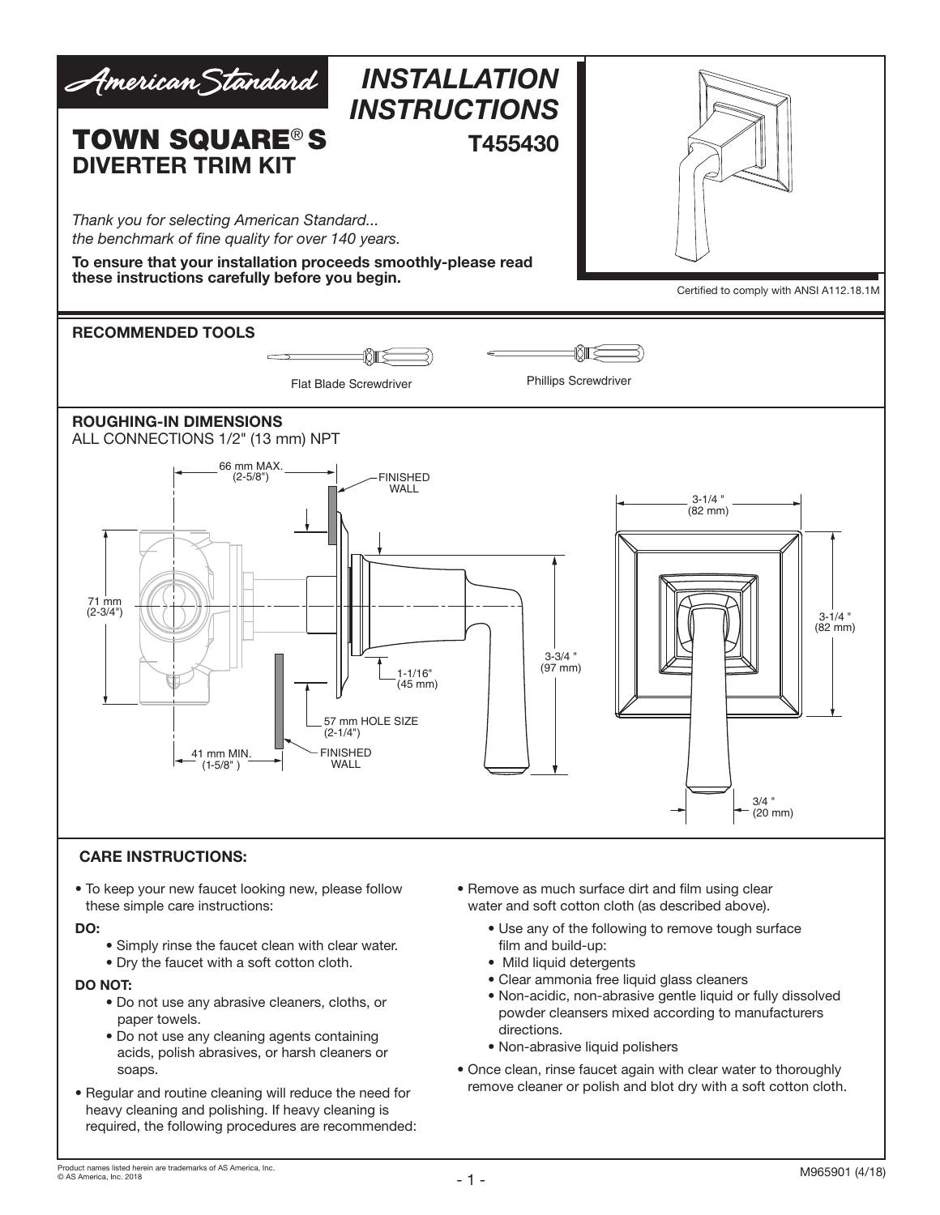American Standard

# INSTALLATION INSTRUCTIONS

## TOWN SQUARE® S DIVERTER TRIM KIT

**T455430**

*Thank you for selecting American Standard... the benchmark of fine quality for over 140 years.*

**To ensure that your installation proceeds smoothly-please read these instructions carefully before you begin.**

Certified to comply with ANSI A112.18.1M

### RECOMMENDED TOOLS

Flat Blade Screwdriver

Phillips Screwdriver

### ROUGHING-IN DIMENSIONS

ALL CONNECTIONS 1/2" (13 mm) NPT

66 mm MAX. (2-5/8")

FINISHED WALL

71 mm (2-3/4")

1-1/16" (45 mm)

3-3/4" (97 mm)

57 mm HOLE SIZE (2-1/4")

41 mm MIN. (1-5/8")

FINISHED WALL

3-1/4" (82 mm)

3-1/4" (82 mm)

3/4" (20 mm)

### CARE INSTRUCTIONS:

- To keep your new faucet looking new, please follow these simple care instructions:

**DO:**

- Simply rinse the faucet clean with clear water.
- Dry the faucet with a soft cotton cloth.

**DO NOT:**

- Do not use any abrasive cleaners, cloths, or paper towels.
- Do not use any cleaning agents containing acids, polish abrasives, or harsh cleaners or soaps.

- Regular and routine cleaning will reduce the need for heavy cleaning and polishing. If heavy cleaning is required, the following procedures are recommended:
- Remove as much surface dirt and film using clear water and soft cotton cloth (as described above).
  - Use any of the following to remove tough surface film and build-up:
  - Mild liquid detergents
  - Clear ammonia free liquid glass cleaners
  - Non-acidic, non-abrasive gentle liquid or fully dissolved powder cleansers mixed according to manufacturers directions.
  - Non-abrasive liquid polishers
- Once clean, rinse faucet again with clear water to thoroughly remove cleaner or polish and blot dry with a soft cotton cloth.

Product names listed herein are trademarks of AS America, Inc.
© AS America, Inc. 2018

M965901 (4/18)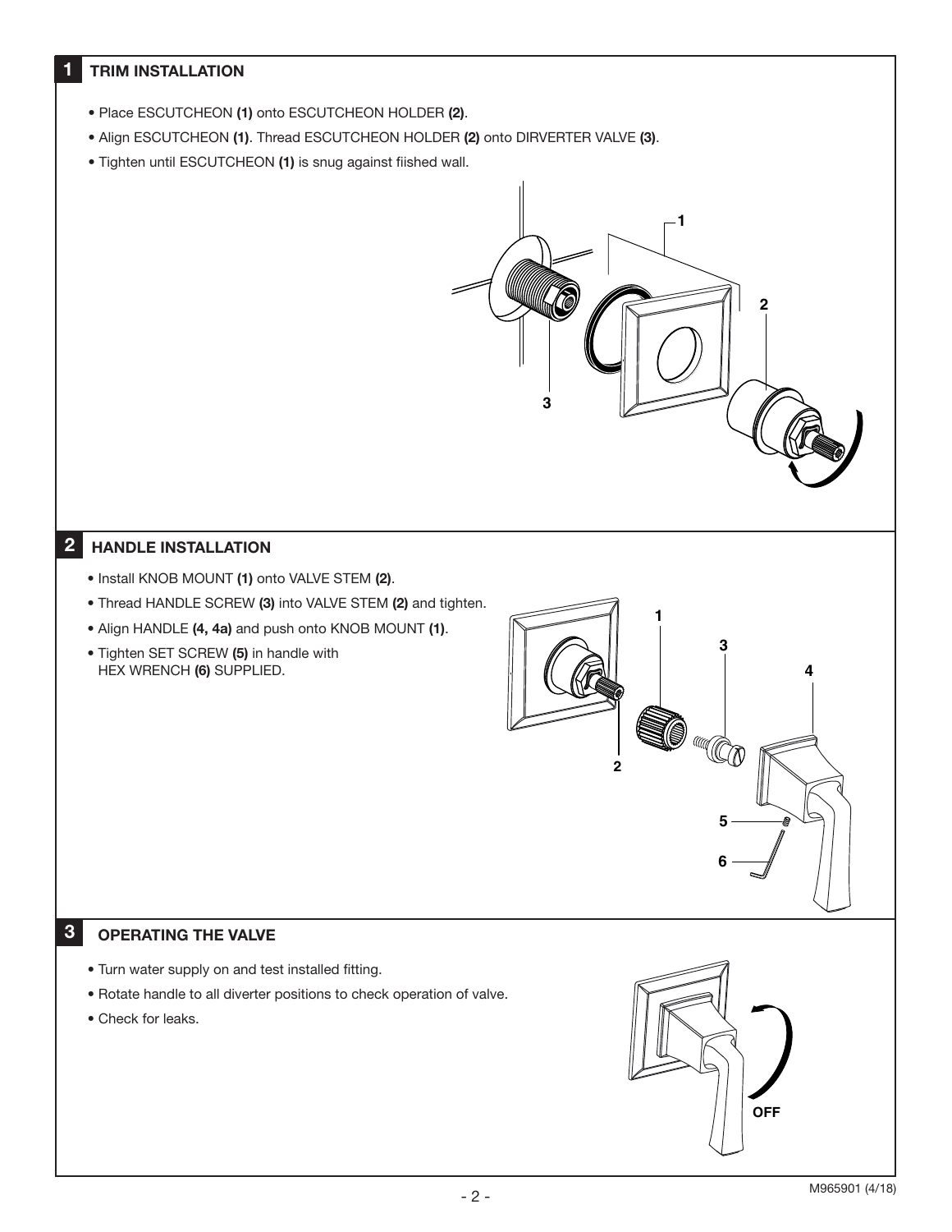## 1 TRIM INSTALLATION

- Place ESCUTCHEON **(1)** onto ESCUTCHEON HOLDER **(2)**.
- Align ESCUTCHEON **(1)**. Thread ESCUTCHEON HOLDER **(2)** onto DIRVERTER VALVE **(3)**.
- Tighten until ESCUTCHEON **(1)** is snug against fiished wall.

## 2 HANDLE INSTALLATION

- Install KNOB MOUNT **(1)** onto VALVE STEM **(2)**.
- Thread HANDLE SCREW **(3)** into VALVE STEM **(2)** and tighten.
- Align HANDLE **(4, 4a)** and push onto KNOB MOUNT **(1)**.
- Tighten SET SCREW **(5)** in handle with HEX WRENCH **(6)** SUPPLIED.

## 3 OPERATING THE VALVE

- Turn water supply on and test installed fitting.
- Rotate handle to all diverter positions to check operation of valve.
- Check for leaks.

M965901 (4/18)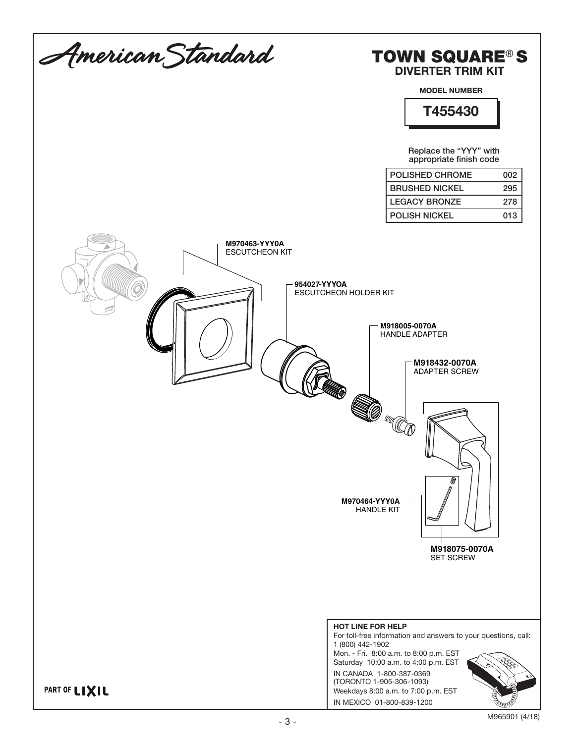American Standard

# TOWN SQUARE® S
## DIVERTER TRIM KIT

**MODEL NUMBER**

**T455430**

Replace the "YYY" with appropriate finish code

| | |
|---|---|
| POLISHED CHROME | 002 |
| BRUSHED NICKEL | 295 |
| LEGACY BRONZE | 278 |
| POLISH NICKEL | 013 |

**M970463-YYY0A**
ESCUTCHEON KIT

**954027-YYYOA**
ESCUTCHEON HOLDER KIT

**M918005-0070A**
HANDLE ADAPTER

**M918432-0070A**
ADAPTER SCREW

**M970464-YYY0A**
HANDLE KIT

**M918075-0070A**
SET SCREW

**HOT LINE FOR HELP**
For toll-free information and answers to your questions, call:
1 (800) 442-1902
Mon. - Fri. 8:00 a.m. to 8:00 p.m. EST
Saturday 10:00 a.m. to 4:00 p.m. EST
IN CANADA 1-800-387-0369
(TORONTO 1-905-306-1093)
Weekdays 8:00 a.m. to 7:00 p.m. EST
IN MEXICO 01-800-839-1200

PART OF LIXIL

M965901 (4/18)